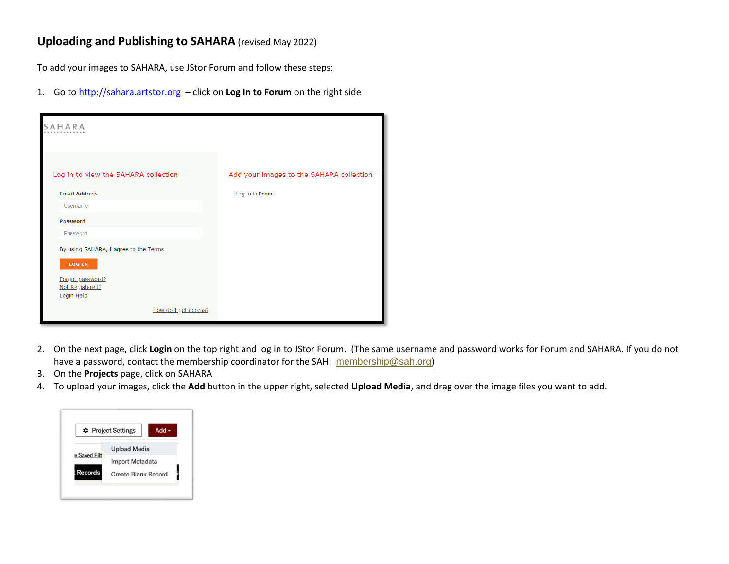# **Uploading and Publishing to SAHARA** (revised May 2022)

To add your images to SAHARA, use JStor Forum and follow these steps:

1. Go to http://sahara.artstor.org – click on **Log In to Forum** on the right side

2. On the next page, click **Login** on the top right and log in to JStor Forum. (The same username and password works for Forum and SAHARA. If you do not have a password, contact the membership coordinator for the SAH: membership@sah.org)
3. On the **Projects** page, click on SAHARA
4. To upload your images, click the **Add** button in the upper right, selected **Upload Media**, and drag over the image files you want to add.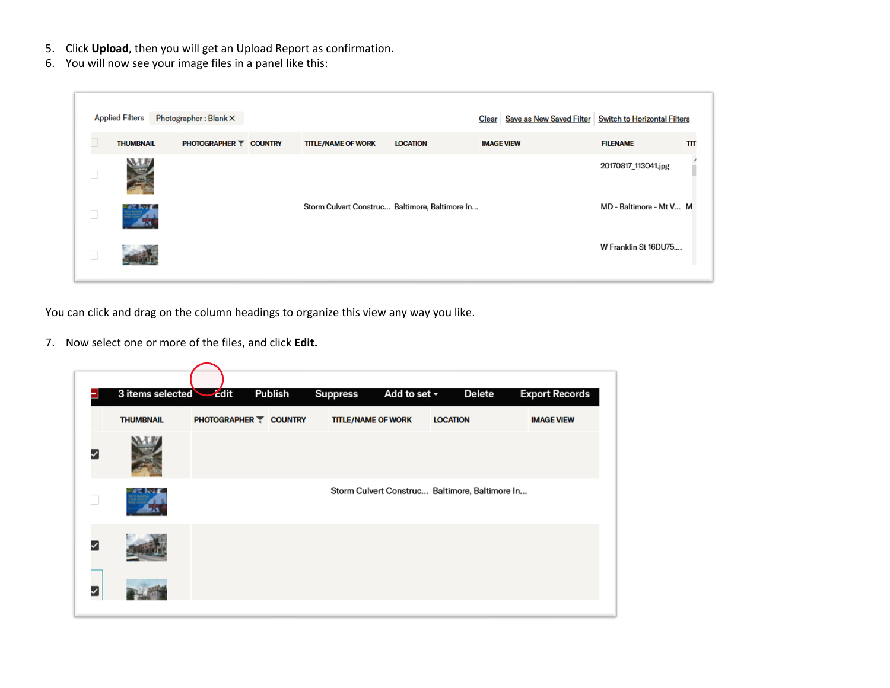5. Click **Upload**, then you will get an Upload Report as confirmation.
6. You will now see your image files in a panel like this:

You can click and drag on the column headings to organize this view any way you like.

7. Now select one or more of the files, and click **Edit.**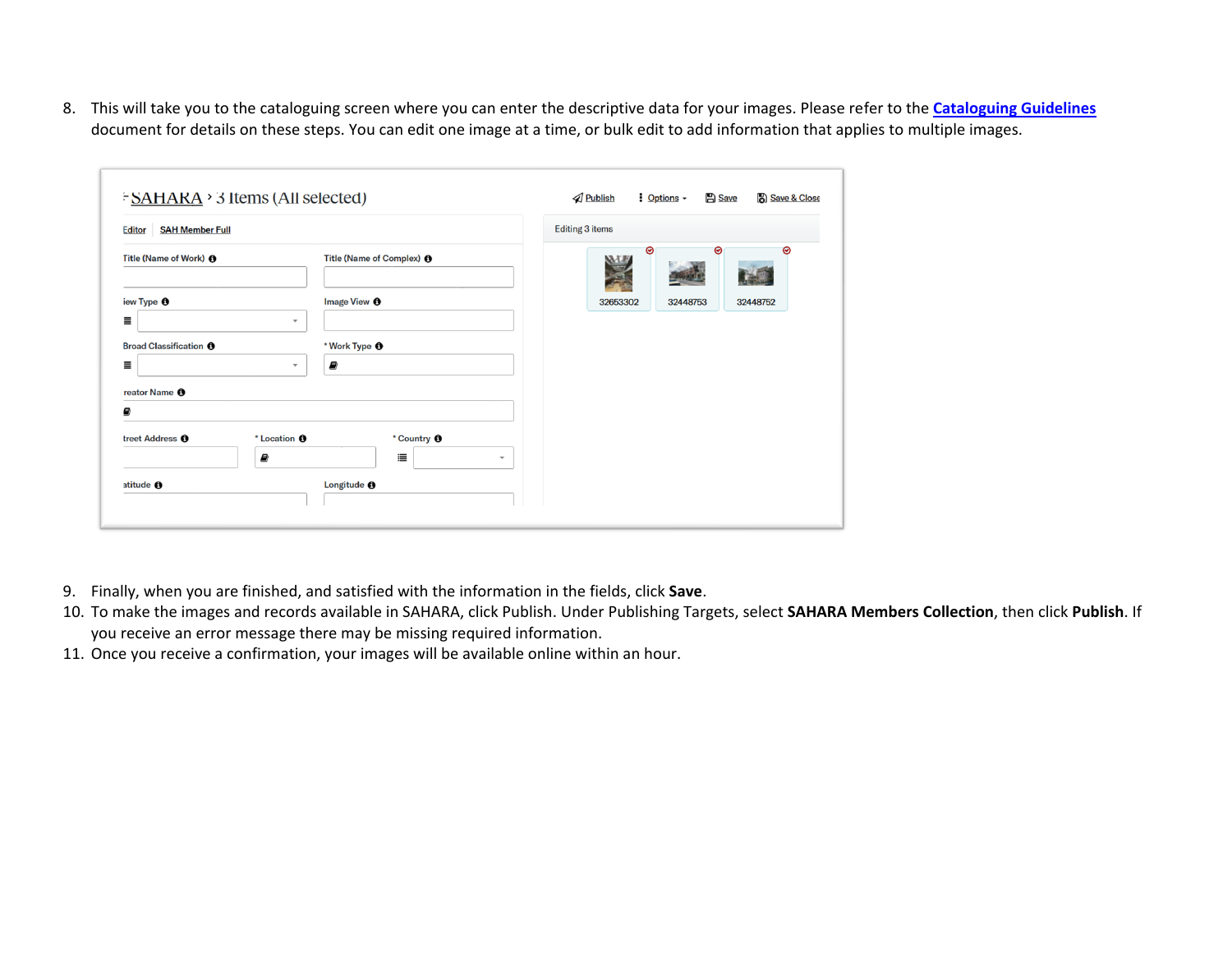8. This will take you to the cataloguing screen where you can enter the descriptive data for your images. Please refer to the **Cataloguing Guidelines** document for details on these steps. You can edit one image at a time, or bulk edit to add information that applies to multiple images.

9. Finally, when you are finished, and satisfied with the information in the fields, click **Save**.
10. To make the images and records available in SAHARA, click Publish. Under Publishing Targets, select **SAHARA Members Collection**, then click **Publish**. If you receive an error message there may be missing required information.
11. Once you receive a confirmation, your images will be available online within an hour.